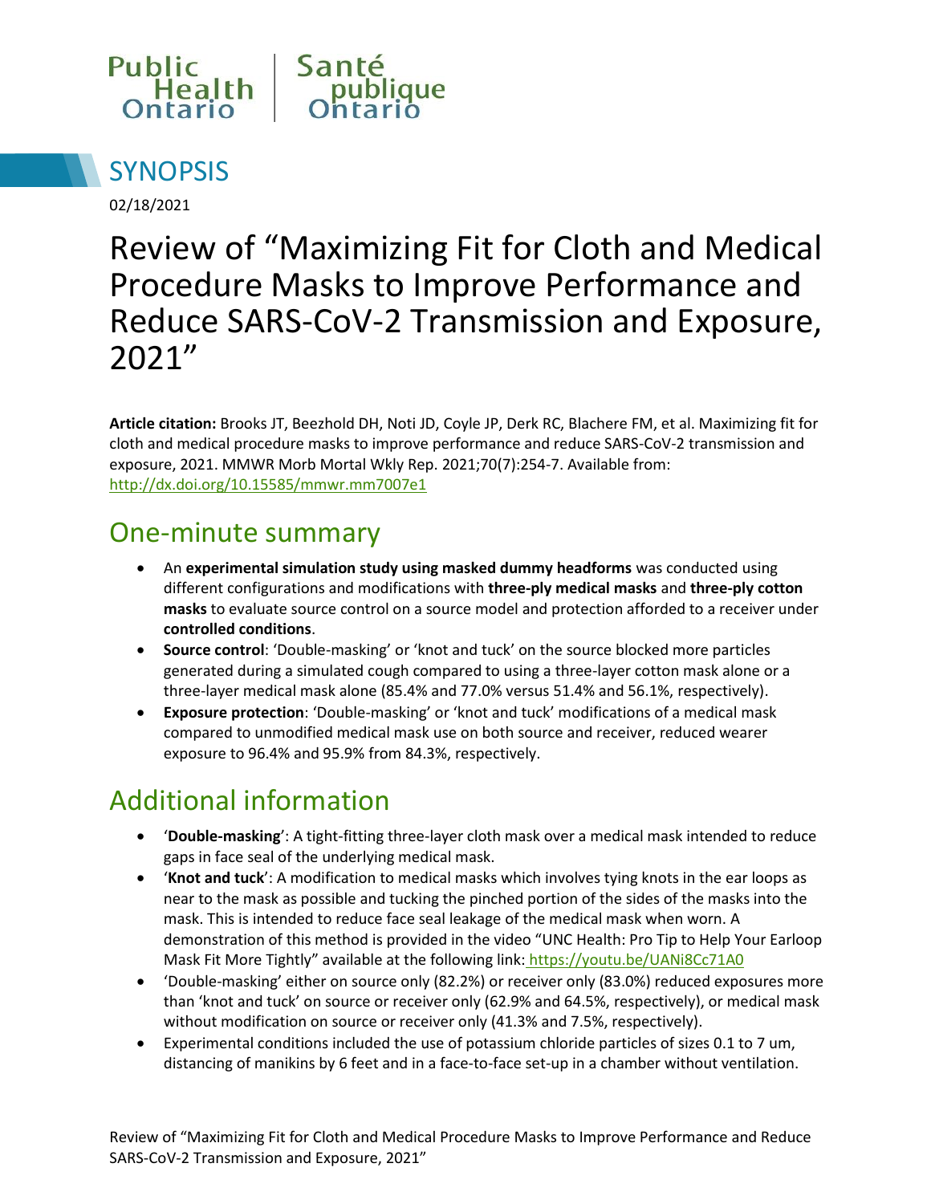Public Health Ontario | Santé publique Ontario

# SYNOPSIS

02/18/2021

# Review of "Maximizing Fit for Cloth and Medical Procedure Masks to Improve Performance and Reduce SARS-CoV-2 Transmission and Exposure, 2021"

**Article citation:** Brooks JT, Beezhold DH, Noti JD, Coyle JP, Derk RC, Blachere FM, et al. Maximizing fit for cloth and medical procedure masks to improve performance and reduce SARS-CoV-2 transmission and exposure, 2021. MMWR Morb Mortal Wkly Rep. 2021;70(7):254-7. Available from: http://dx.doi.org/10.15585/mmwr.mm7007e1

## One-minute summary

- An **experimental simulation study using masked dummy headforms** was conducted using different configurations and modifications with **three-ply medical masks** and **three-ply cotton masks** to evaluate source control on a source model and protection afforded to a receiver under **controlled conditions**.
- **Source control**: 'Double-masking' or 'knot and tuck' on the source blocked more particles generated during a simulated cough compared to using a three-layer cotton mask alone or a three-layer medical mask alone (85.4% and 77.0% versus 51.4% and 56.1%, respectively).
- **Exposure protection**: 'Double-masking' or 'knot and tuck' modifications of a medical mask compared to unmodified medical mask use on both source and receiver, reduced wearer exposure to 96.4% and 95.9% from 84.3%, respectively.

## Additional information

- '**Double-masking**': A tight-fitting three-layer cloth mask over a medical mask intended to reduce gaps in face seal of the underlying medical mask.
- '**Knot and tuck**': A modification to medical masks which involves tying knots in the ear loops as near to the mask as possible and tucking the pinched portion of the sides of the masks into the mask. This is intended to reduce face seal leakage of the medical mask when worn. A demonstration of this method is provided in the video "UNC Health: Pro Tip to Help Your Earloop Mask Fit More Tightly" available at the following link: https://youtu.be/UANi8Cc71A0
- 'Double-masking' either on source only (82.2%) or receiver only (83.0%) reduced exposures more than 'knot and tuck' on source or receiver only (62.9% and 64.5%, respectively), or medical mask without modification on source or receiver only (41.3% and 7.5%, respectively).
- Experimental conditions included the use of potassium chloride particles of sizes 0.1 to 7 um, distancing of manikins by 6 feet and in a face-to-face set-up in a chamber without ventilation.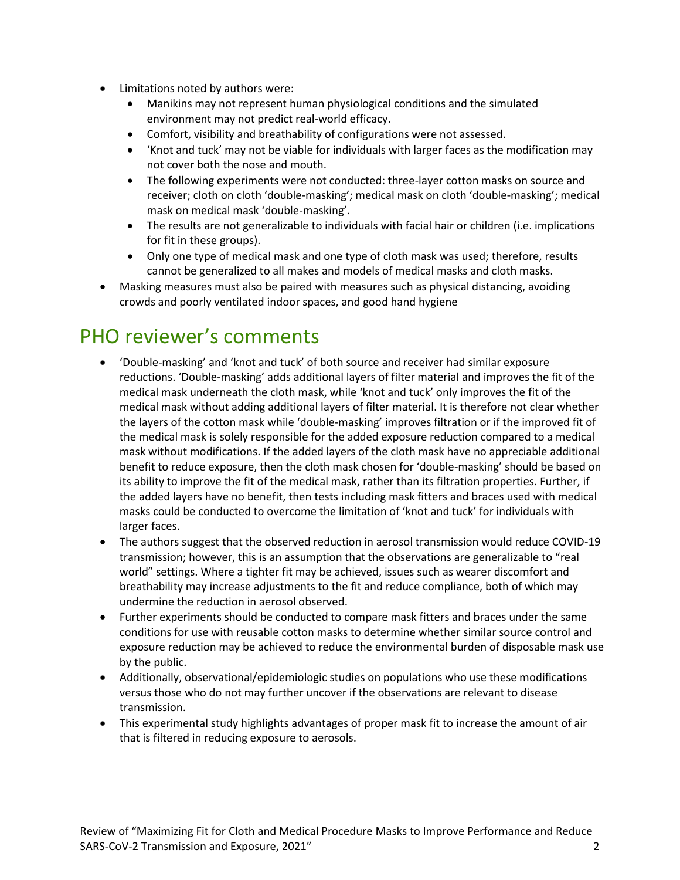- Limitations noted by authors were:
  - Manikins may not represent human physiological conditions and the simulated environment may not predict real-world efficacy.
  - Comfort, visibility and breathability of configurations were not assessed.
  - 'Knot and tuck' may not be viable for individuals with larger faces as the modification may not cover both the nose and mouth.
  - The following experiments were not conducted: three-layer cotton masks on source and receiver; cloth on cloth 'double-masking'; medical mask on cloth 'double-masking'; medical mask on medical mask 'double-masking'.
  - The results are not generalizable to individuals with facial hair or children (i.e. implications for fit in these groups).
  - Only one type of medical mask and one type of cloth mask was used; therefore, results cannot be generalized to all makes and models of medical masks and cloth masks.
- Masking measures must also be paired with measures such as physical distancing, avoiding crowds and poorly ventilated indoor spaces, and good hand hygiene

# PHO reviewer's comments

- 'Double-masking' and 'knot and tuck' of both source and receiver had similar exposure reductions. 'Double-masking' adds additional layers of filter material and improves the fit of the medical mask underneath the cloth mask, while 'knot and tuck' only improves the fit of the medical mask without adding additional layers of filter material. It is therefore not clear whether the layers of the cotton mask while 'double-masking' improves filtration or if the improved fit of the medical mask is solely responsible for the added exposure reduction compared to a medical mask without modifications. If the added layers of the cloth mask have no appreciable additional benefit to reduce exposure, then the cloth mask chosen for 'double-masking' should be based on its ability to improve the fit of the medical mask, rather than its filtration properties. Further, if the added layers have no benefit, then tests including mask fitters and braces used with medical masks could be conducted to overcome the limitation of 'knot and tuck' for individuals with larger faces.
- The authors suggest that the observed reduction in aerosol transmission would reduce COVID-19 transmission; however, this is an assumption that the observations are generalizable to "real world" settings. Where a tighter fit may be achieved, issues such as wearer discomfort and breathability may increase adjustments to the fit and reduce compliance, both of which may undermine the reduction in aerosol observed.
- Further experiments should be conducted to compare mask fitters and braces under the same conditions for use with reusable cotton masks to determine whether similar source control and exposure reduction may be achieved to reduce the environmental burden of disposable mask use by the public.
- Additionally, observational/epidemiologic studies on populations who use these modifications versus those who do not may further uncover if the observations are relevant to disease transmission.
- This experimental study highlights advantages of proper mask fit to increase the amount of air that is filtered in reducing exposure to aerosols.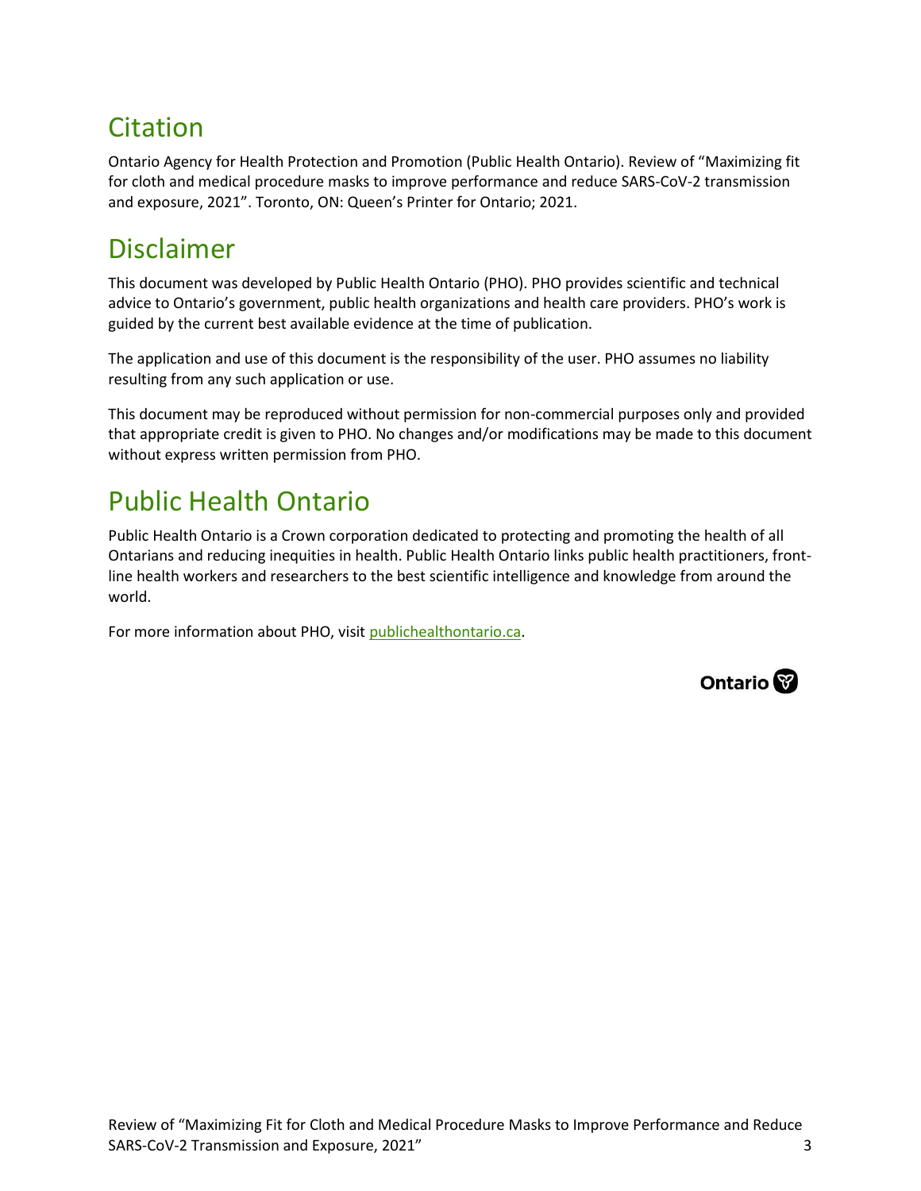## Citation

Ontario Agency for Health Protection and Promotion (Public Health Ontario). Review of "Maximizing fit for cloth and medical procedure masks to improve performance and reduce SARS-CoV-2 transmission and exposure, 2021". Toronto, ON: Queen's Printer for Ontario; 2021.

## Disclaimer

This document was developed by Public Health Ontario (PHO). PHO provides scientific and technical advice to Ontario's government, public health organizations and health care providers. PHO's work is guided by the current best available evidence at the time of publication.

The application and use of this document is the responsibility of the user. PHO assumes no liability resulting from any such application or use.

This document may be reproduced without permission for non-commercial purposes only and provided that appropriate credit is given to PHO. No changes and/or modifications may be made to this document without express written permission from PHO.

## Public Health Ontario

Public Health Ontario is a Crown corporation dedicated to protecting and promoting the health of all Ontarians and reducing inequities in health. Public Health Ontario links public health practitioners, front-line health workers and researchers to the best scientific intelligence and knowledge from around the world.

For more information about PHO, visit [publichealthontario.ca](publichealthontario.ca).

Ontario